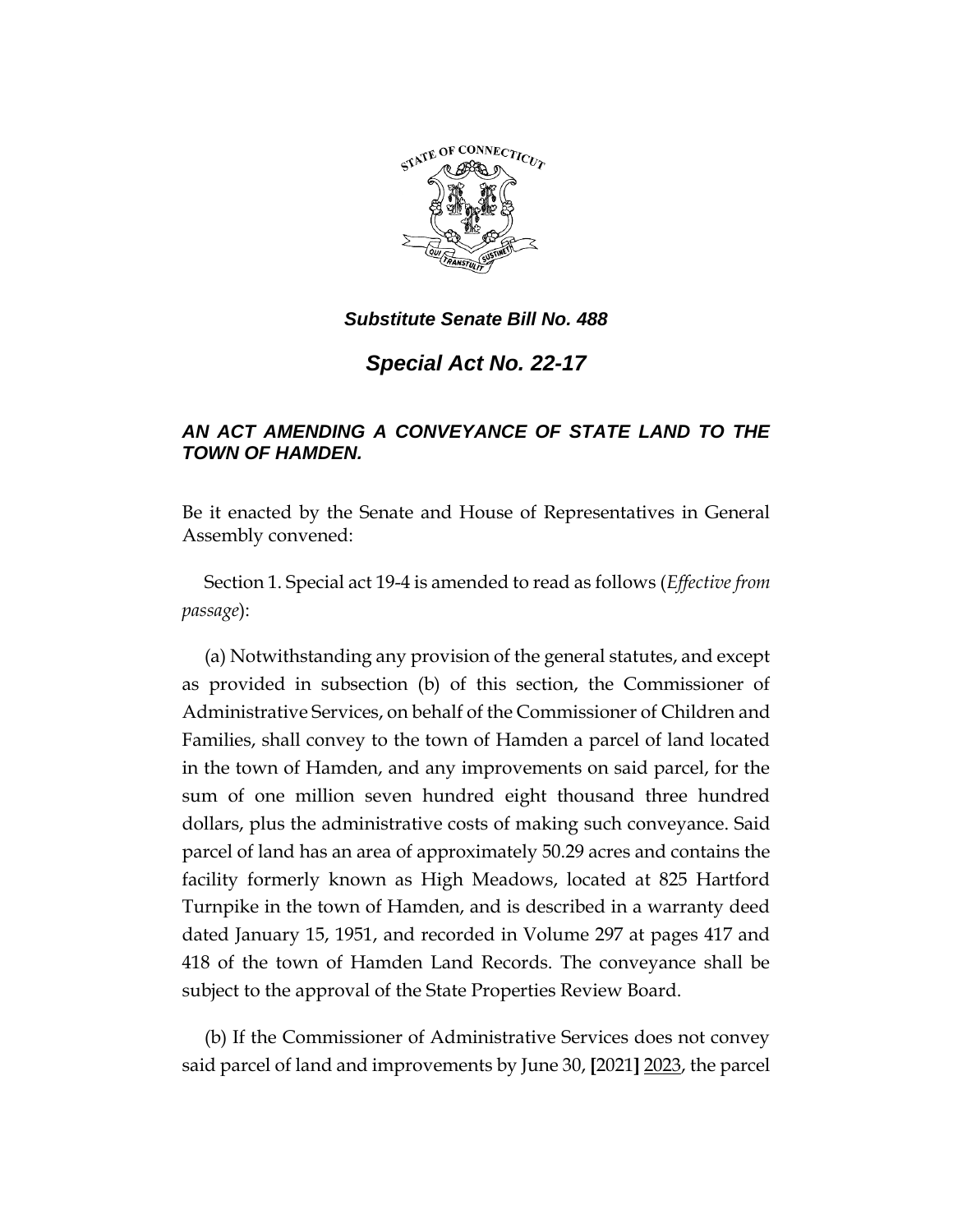***Substitute Senate Bill No. 488***

# ***Special Act No. 22-17***

### ***AN ACT AMENDING A CONVEYANCE OF STATE LAND TO THE TOWN OF HAMDEN.***

Be it enacted by the Senate and House of Representatives in General Assembly convened:

Section 1. Special act 19-4 is amended to read as follows (*Effective from passage*):

(a) Notwithstanding any provision of the general statutes, and except as provided in subsection (b) of this section, the Commissioner of Administrative Services, on behalf of the Commissioner of Children and Families, shall convey to the town of Hamden a parcel of land located in the town of Hamden, and any improvements on said parcel, for the sum of one million seven hundred eight thousand three hundred dollars, plus the administrative costs of making such conveyance. Said parcel of land has an area of approximately 50.29 acres and contains the facility formerly known as High Meadows, located at 825 Hartford Turnpike in the town of Hamden, and is described in a warranty deed dated January 15, 1951, and recorded in Volume 297 at pages 417 and 418 of the town of Hamden Land Records. The conveyance shall be subject to the approval of the State Properties Review Board.

(b) If the Commissioner of Administrative Services does not convey said parcel of land and improvements by June 30, **[**2021**]** <u>2023</u>, the parcel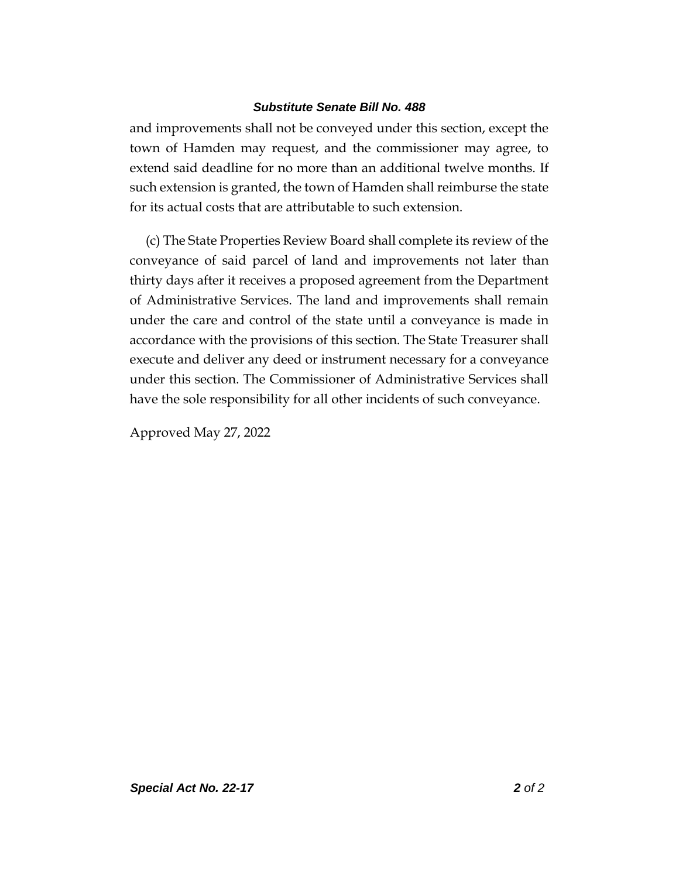and improvements shall not be conveyed under this section, except the town of Hamden may request, and the commissioner may agree, to extend said deadline for no more than an additional twelve months. If such extension is granted, the town of Hamden shall reimburse the state for its actual costs that are attributable to such extension.

(c) The State Properties Review Board shall complete its review of the conveyance of said parcel of land and improvements not later than thirty days after it receives a proposed agreement from the Department of Administrative Services. The land and improvements shall remain under the care and control of the state until a conveyance is made in accordance with the provisions of this section. The State Treasurer shall execute and deliver any deed or instrument necessary for a conveyance under this section. The Commissioner of Administrative Services shall have the sole responsibility for all other incidents of such conveyance.

Approved May 27, 2022